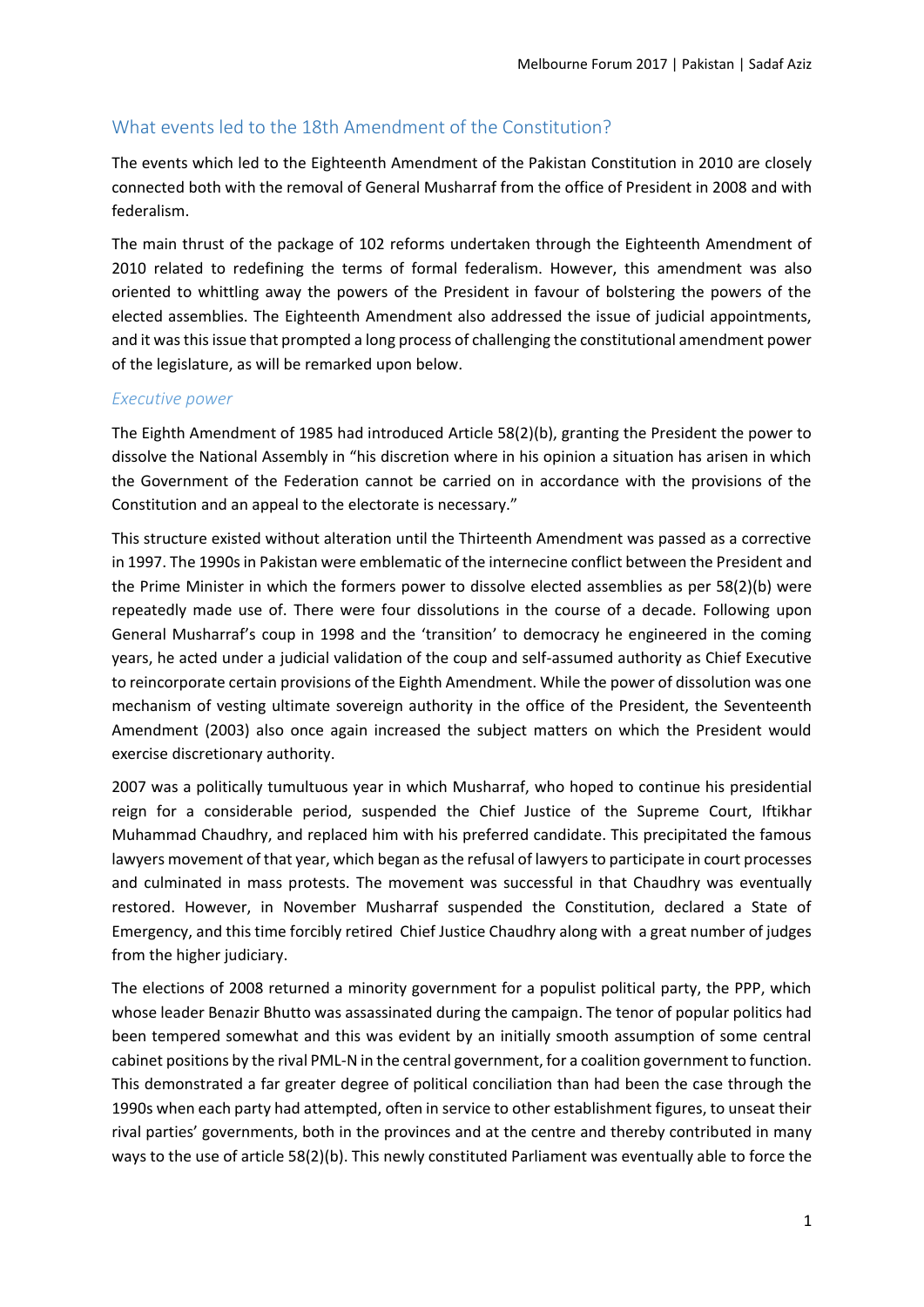## What events led to the 18th Amendment of the Constitution?

The events which led to the Eighteenth Amendment of the Pakistan Constitution in 2010 are closely connected both with the removal of General Musharraf from the office of President in 2008 and with federalism.

The main thrust of the package of 102 reforms undertaken through the Eighteenth Amendment of 2010 related to redefining the terms of formal federalism. However, this amendment was also oriented to whittling away the powers of the President in favour of bolstering the powers of the elected assemblies. The Eighteenth Amendment also addressed the issue of judicial appointments, and it was this issue that prompted a long process of challenging the constitutional amendment power of the legislature, as will be remarked upon below.

### *Executive power*

The Eighth Amendment of 1985 had introduced Article 58(2)(b), granting the President the power to dissolve the National Assembly in "his discretion where in his opinion a situation has arisen in which the Government of the Federation cannot be carried on in accordance with the provisions of the Constitution and an appeal to the electorate is necessary."

This structure existed without alteration until the Thirteenth Amendment was passed as a corrective in 1997. The 1990s in Pakistan were emblematic of the internecine conflict between the President and the Prime Minister in which the formers power to dissolve elected assemblies as per 58(2)(b) were repeatedly made use of. There were four dissolutions in the course of a decade. Following upon General Musharraf's coup in 1998 and the 'transition' to democracy he engineered in the coming years, he acted under a judicial validation of the coup and self-assumed authority as Chief Executive to reincorporate certain provisions of the Eighth Amendment. While the power of dissolution was one mechanism of vesting ultimate sovereign authority in the office of the President, the Seventeenth Amendment (2003) also once again increased the subject matters on which the President would exercise discretionary authority.

2007 was a politically tumultuous year in which Musharraf, who hoped to continue his presidential reign for a considerable period, suspended the Chief Justice of the Supreme Court, Iftikhar Muhammad Chaudhry, and replaced him with his preferred candidate. This precipitated the famous lawyers movement of that year, which began as the refusal of lawyers to participate in court processes and culminated in mass protests. The movement was successful in that Chaudhry was eventually restored. However, in November Musharraf suspended the Constitution, declared a State of Emergency, and this time forcibly retired Chief Justice Chaudhry along with a great number of judges from the higher judiciary.

The elections of 2008 returned a minority government for a populist political party, the PPP, which whose leader Benazir Bhutto was assassinated during the campaign. The tenor of popular politics had been tempered somewhat and this was evident by an initially smooth assumption of some central cabinet positions by the rival PML-N in the central government, for a coalition government to function. This demonstrated a far greater degree of political conciliation than had been the case through the 1990s when each party had attempted, often in service to other establishment figures, to unseat their rival parties' governments, both in the provinces and at the centre and thereby contributed in many ways to the use of article 58(2)(b). This newly constituted Parliament was eventually able to force the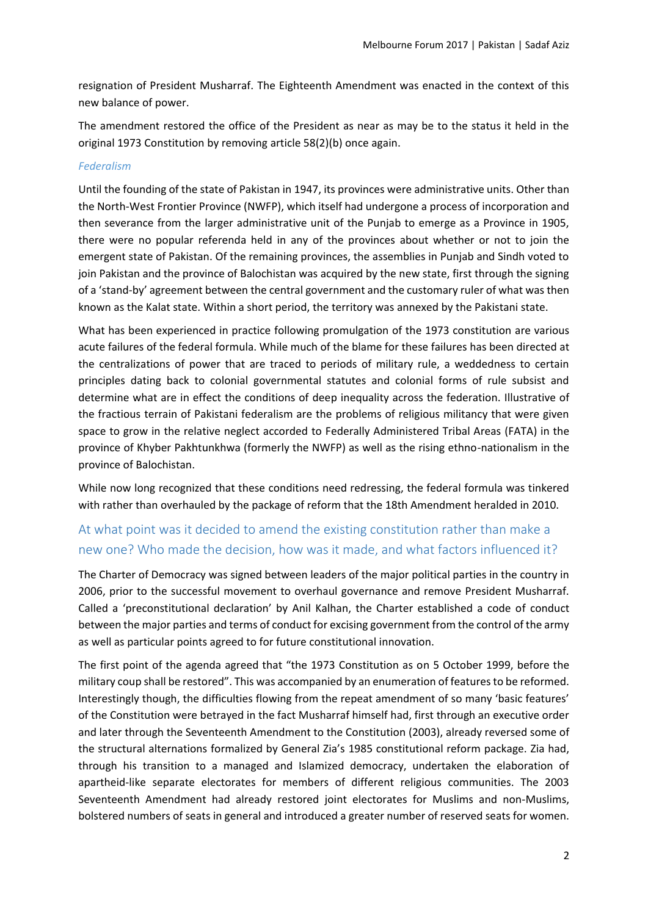resignation of President Musharraf. The Eighteenth Amendment was enacted in the context of this new balance of power.

The amendment restored the office of the President as near as may be to the status it held in the original 1973 Constitution by removing article 58(2)(b) once again.

### *Federalism*

Until the founding of the state of Pakistan in 1947, its provinces were administrative units. Other than the North-West Frontier Province (NWFP), which itself had undergone a process of incorporation and then severance from the larger administrative unit of the Punjab to emerge as a Province in 1905, there were no popular referenda held in any of the provinces about whether or not to join the emergent state of Pakistan. Of the remaining provinces, the assemblies in Punjab and Sindh voted to join Pakistan and the province of Balochistan was acquired by the new state, first through the signing of a 'stand-by' agreement between the central government and the customary ruler of what was then known as the Kalat state. Within a short period, the territory was annexed by the Pakistani state.

What has been experienced in practice following promulgation of the 1973 constitution are various acute failures of the federal formula. While much of the blame for these failures has been directed at the centralizations of power that are traced to periods of military rule, a weddedness to certain principles dating back to colonial governmental statutes and colonial forms of rule subsist and determine what are in effect the conditions of deep inequality across the federation. Illustrative of the fractious terrain of Pakistani federalism are the problems of religious militancy that were given space to grow in the relative neglect accorded to Federally Administered Tribal Areas (FATA) in the province of Khyber Pakhtunkhwa (formerly the NWFP) as well as the rising ethno-nationalism in the province of Balochistan.

While now long recognized that these conditions need redressing, the federal formula was tinkered with rather than overhauled by the package of reform that the 18th Amendment heralded in 2010.

## At what point was it decided to amend the existing constitution rather than make a new one? Who made the decision, how was it made, and what factors influenced it?

The Charter of Democracy was signed between leaders of the major political parties in the country in 2006, prior to the successful movement to overhaul governance and remove President Musharraf. Called a 'preconstitutional declaration' by Anil Kalhan, the Charter established a code of conduct between the major parties and terms of conduct for excising government from the control of the army as well as particular points agreed to for future constitutional innovation.

The first point of the agenda agreed that "the 1973 Constitution as on 5 October 1999, before the military coup shall be restored". This was accompanied by an enumeration of features to be reformed. Interestingly though, the difficulties flowing from the repeat amendment of so many 'basic features' of the Constitution were betrayed in the fact Musharraf himself had, first through an executive order and later through the Seventeenth Amendment to the Constitution (2003), already reversed some of the structural alternations formalized by General Zia's 1985 constitutional reform package. Zia had, through his transition to a managed and Islamized democracy, undertaken the elaboration of apartheid-like separate electorates for members of different religious communities. The 2003 Seventeenth Amendment had already restored joint electorates for Muslims and non-Muslims, bolstered numbers of seats in general and introduced a greater number of reserved seats for women.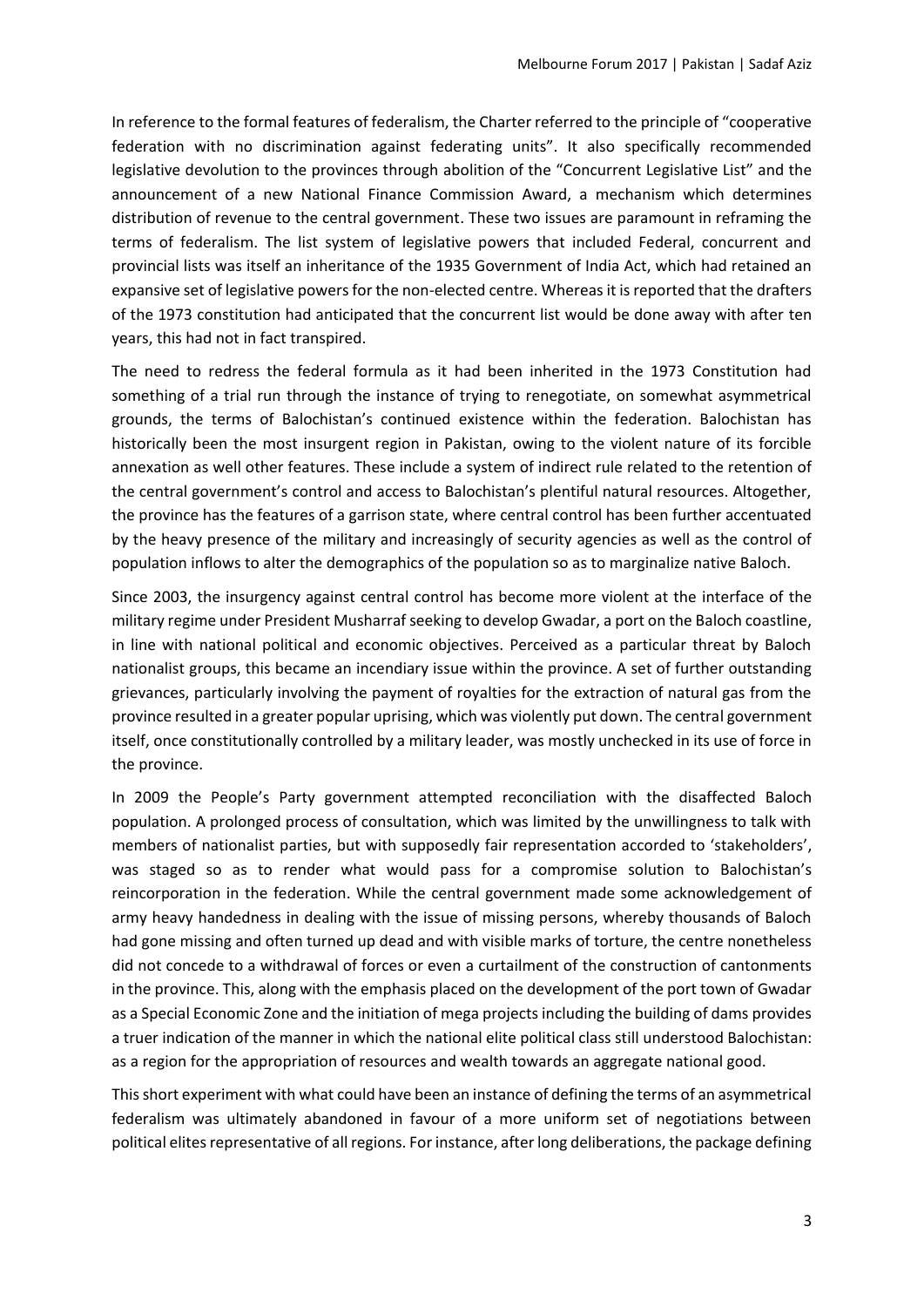In reference to the formal features of federalism, the Charter referred to the principle of "cooperative federation with no discrimination against federating units". It also specifically recommended legislative devolution to the provinces through abolition of the "Concurrent Legislative List" and the announcement of a new National Finance Commission Award, a mechanism which determines distribution of revenue to the central government. These two issues are paramount in reframing the terms of federalism. The list system of legislative powers that included Federal, concurrent and provincial lists was itself an inheritance of the 1935 Government of India Act, which had retained an expansive set of legislative powers for the non-elected centre. Whereas it is reported that the drafters of the 1973 constitution had anticipated that the concurrent list would be done away with after ten years, this had not in fact transpired.

The need to redress the federal formula as it had been inherited in the 1973 Constitution had something of a trial run through the instance of trying to renegotiate, on somewhat asymmetrical grounds, the terms of Balochistan's continued existence within the federation. Balochistan has historically been the most insurgent region in Pakistan, owing to the violent nature of its forcible annexation as well other features. These include a system of indirect rule related to the retention of the central government's control and access to Balochistan's plentiful natural resources. Altogether, the province has the features of a garrison state, where central control has been further accentuated by the heavy presence of the military and increasingly of security agencies as well as the control of population inflows to alter the demographics of the population so as to marginalize native Baloch.

Since 2003, the insurgency against central control has become more violent at the interface of the military regime under President Musharraf seeking to develop Gwadar, a port on the Baloch coastline, in line with national political and economic objectives. Perceived as a particular threat by Baloch nationalist groups, this became an incendiary issue within the province. A set of further outstanding grievances, particularly involving the payment of royalties for the extraction of natural gas from the province resulted in a greater popular uprising, which was violently put down. The central government itself, once constitutionally controlled by a military leader, was mostly unchecked in its use of force in the province.

In 2009 the People's Party government attempted reconciliation with the disaffected Baloch population. A prolonged process of consultation, which was limited by the unwillingness to talk with members of nationalist parties, but with supposedly fair representation accorded to 'stakeholders', was staged so as to render what would pass for a compromise solution to Balochistan's reincorporation in the federation. While the central government made some acknowledgement of army heavy handedness in dealing with the issue of missing persons, whereby thousands of Baloch had gone missing and often turned up dead and with visible marks of torture, the centre nonetheless did not concede to a withdrawal of forces or even a curtailment of the construction of cantonments in the province. This, along with the emphasis placed on the development of the port town of Gwadar as a Special Economic Zone and the initiation of mega projects including the building of dams provides a truer indication of the manner in which the national elite political class still understood Balochistan: as a region for the appropriation of resources and wealth towards an aggregate national good.

This short experiment with what could have been an instance of defining the terms of an asymmetrical federalism was ultimately abandoned in favour of a more uniform set of negotiations between political elites representative of all regions. For instance, after long deliberations, the package defining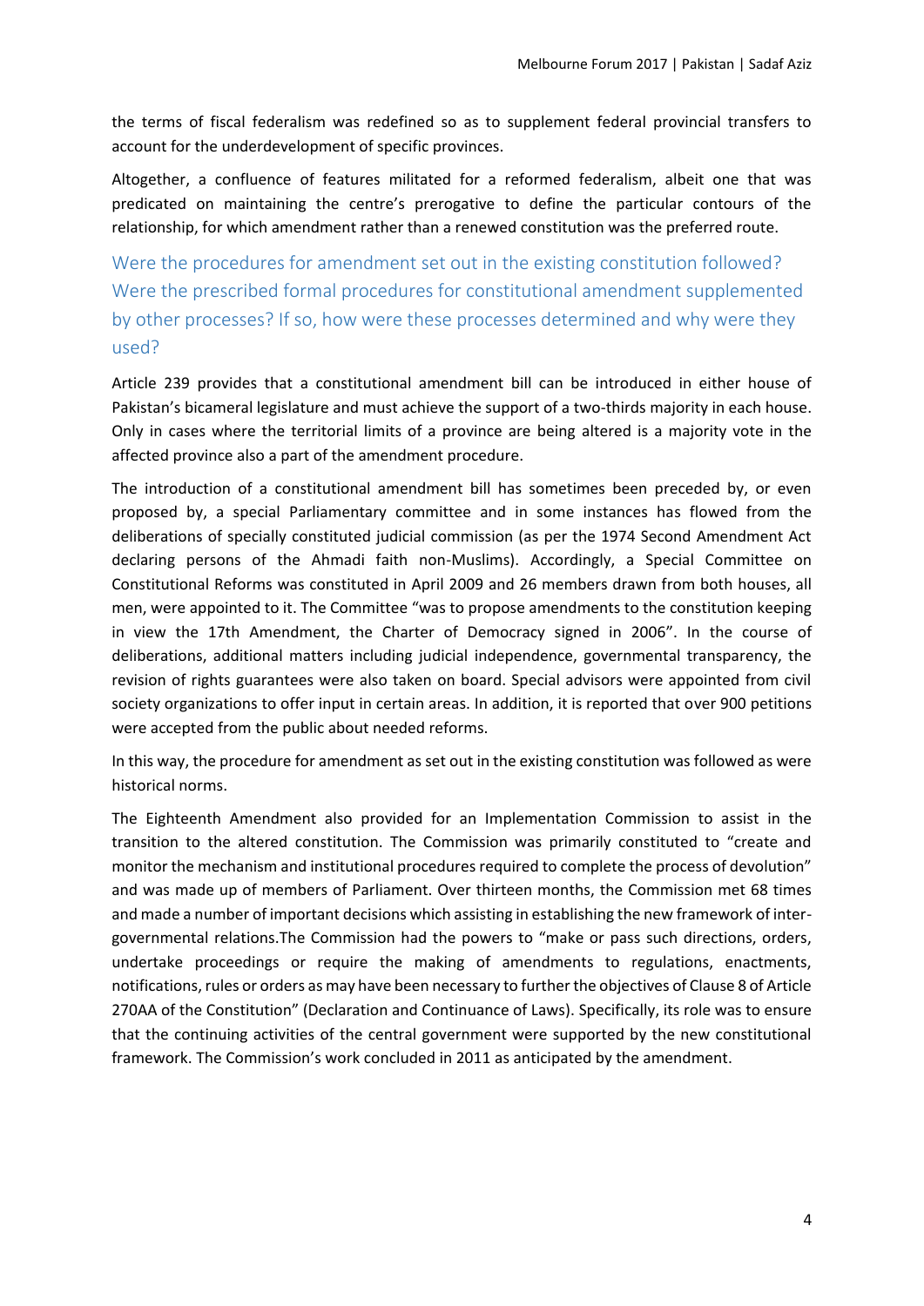the terms of fiscal federalism was redefined so as to supplement federal provincial transfers to account for the underdevelopment of specific provinces.

Altogether, a confluence of features militated for a reformed federalism, albeit one that was predicated on maintaining the centre's prerogative to define the particular contours of the relationship, for which amendment rather than a renewed constitution was the preferred route.

## Were the procedures for amendment set out in the existing constitution followed? Were the prescribed formal procedures for constitutional amendment supplemented by other processes? If so, how were these processes determined and why were they used?

Article 239 provides that a constitutional amendment bill can be introduced in either house of Pakistan's bicameral legislature and must achieve the support of a two-thirds majority in each house. Only in cases where the territorial limits of a province are being altered is a majority vote in the affected province also a part of the amendment procedure.

The introduction of a constitutional amendment bill has sometimes been preceded by, or even proposed by, a special Parliamentary committee and in some instances has flowed from the deliberations of specially constituted judicial commission (as per the 1974 Second Amendment Act declaring persons of the Ahmadi faith non-Muslims). Accordingly, a Special Committee on Constitutional Reforms was constituted in April 2009 and 26 members drawn from both houses, all men, were appointed to it. The Committee "was to propose amendments to the constitution keeping in view the 17th Amendment, the Charter of Democracy signed in 2006". In the course of deliberations, additional matters including judicial independence, governmental transparency, the revision of rights guarantees were also taken on board. Special advisors were appointed from civil society organizations to offer input in certain areas. In addition, it is reported that over 900 petitions were accepted from the public about needed reforms.

In this way, the procedure for amendment as set out in the existing constitution was followed as were historical norms.

The Eighteenth Amendment also provided for an Implementation Commission to assist in the transition to the altered constitution. The Commission was primarily constituted to "create and monitor the mechanism and institutional procedures required to complete the process of devolution" and was made up of members of Parliament. Over thirteen months, the Commission met 68 times and made a number of important decisions which assisting in establishing the new framework of inter-governmental relations.The Commission had the powers to "make or pass such directions, orders, undertake proceedings or require the making of amendments to regulations, enactments, notifications, rules or orders as may have been necessary to further the objectives of Clause 8 of Article 270AA of the Constitution" (Declaration and Continuance of Laws). Specifically, its role was to ensure that the continuing activities of the central government were supported by the new constitutional framework. The Commission's work concluded in 2011 as anticipated by the amendment.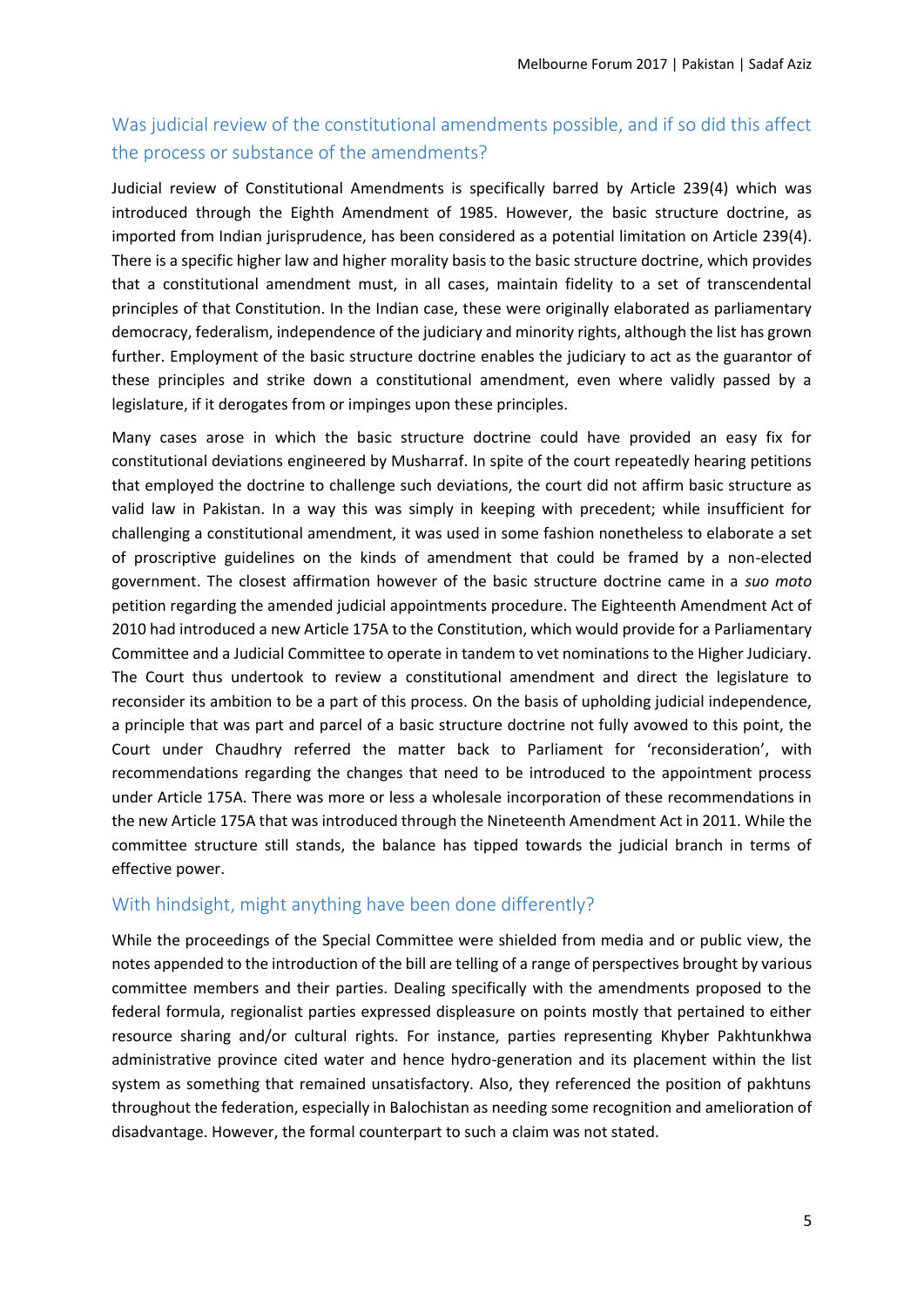## Was judicial review of the constitutional amendments possible, and if so did this affect the process or substance of the amendments?

Judicial review of Constitutional Amendments is specifically barred by Article 239(4) which was introduced through the Eighth Amendment of 1985. However, the basic structure doctrine, as imported from Indian jurisprudence, has been considered as a potential limitation on Article 239(4). There is a specific higher law and higher morality basis to the basic structure doctrine, which provides that a constitutional amendment must, in all cases, maintain fidelity to a set of transcendental principles of that Constitution. In the Indian case, these were originally elaborated as parliamentary democracy, federalism, independence of the judiciary and minority rights, although the list has grown further. Employment of the basic structure doctrine enables the judiciary to act as the guarantor of these principles and strike down a constitutional amendment, even where validly passed by a legislature, if it derogates from or impinges upon these principles.

Many cases arose in which the basic structure doctrine could have provided an easy fix for constitutional deviations engineered by Musharraf. In spite of the court repeatedly hearing petitions that employed the doctrine to challenge such deviations, the court did not affirm basic structure as valid law in Pakistan. In a way this was simply in keeping with precedent; while insufficient for challenging a constitutional amendment, it was used in some fashion nonetheless to elaborate a set of proscriptive guidelines on the kinds of amendment that could be framed by a non-elected government. The closest affirmation however of the basic structure doctrine came in a *suo moto* petition regarding the amended judicial appointments procedure. The Eighteenth Amendment Act of 2010 had introduced a new Article 175A to the Constitution, which would provide for a Parliamentary Committee and a Judicial Committee to operate in tandem to vet nominations to the Higher Judiciary. The Court thus undertook to review a constitutional amendment and direct the legislature to reconsider its ambition to be a part of this process. On the basis of upholding judicial independence, a principle that was part and parcel of a basic structure doctrine not fully avowed to this point, the Court under Chaudhry referred the matter back to Parliament for 'reconsideration', with recommendations regarding the changes that need to be introduced to the appointment process under Article 175A. There was more or less a wholesale incorporation of these recommendations in the new Article 175A that was introduced through the Nineteenth Amendment Act in 2011. While the committee structure still stands, the balance has tipped towards the judicial branch in terms of effective power.

## With hindsight, might anything have been done differently?

While the proceedings of the Special Committee were shielded from media and or public view, the notes appended to the introduction of the bill are telling of a range of perspectives brought by various committee members and their parties. Dealing specifically with the amendments proposed to the federal formula, regionalist parties expressed displeasure on points mostly that pertained to either resource sharing and/or cultural rights. For instance, parties representing Khyber Pakhtunkhwa administrative province cited water and hence hydro-generation and its placement within the list system as something that remained unsatisfactory. Also, they referenced the position of pakhtuns throughout the federation, especially in Balochistan as needing some recognition and amelioration of disadvantage. However, the formal counterpart to such a claim was not stated.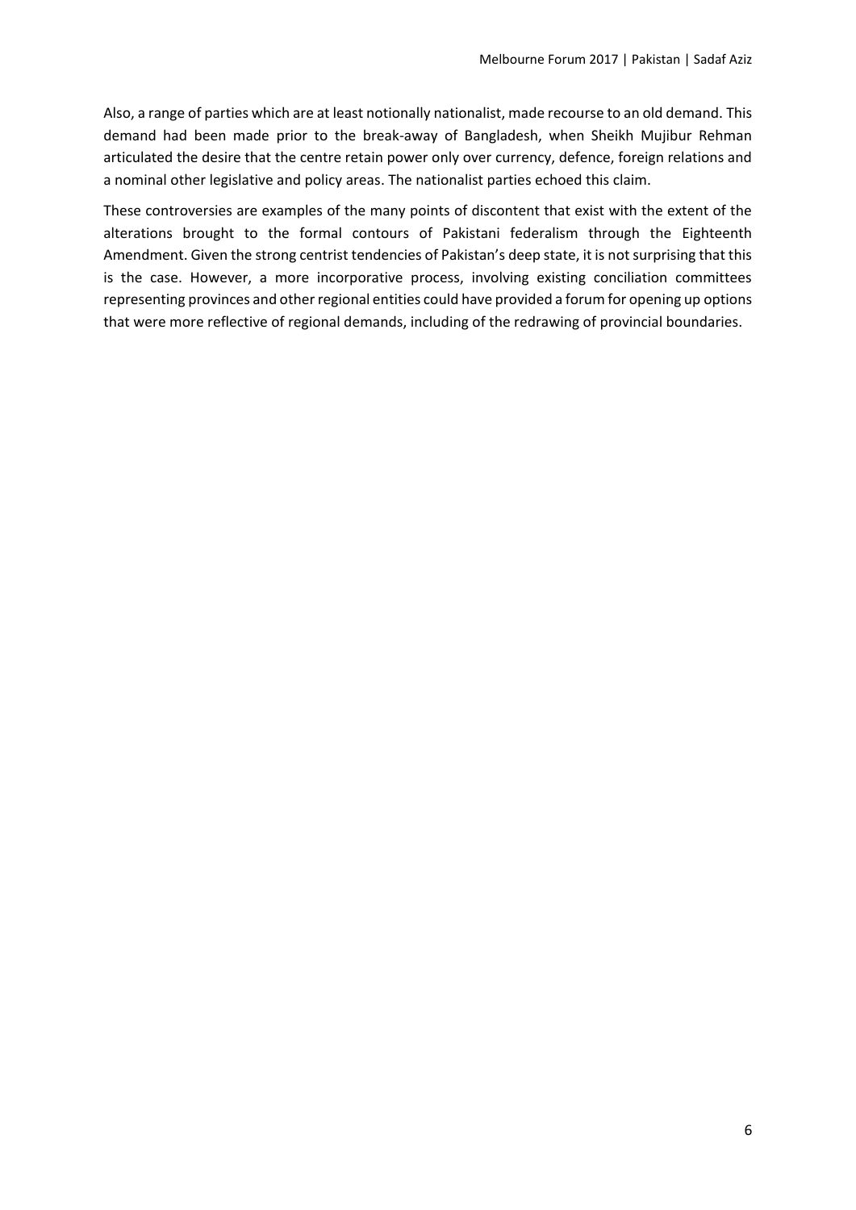Also, a range of parties which are at least notionally nationalist, made recourse to an old demand. This demand had been made prior to the break-away of Bangladesh, when Sheikh Mujibur Rehman articulated the desire that the centre retain power only over currency, defence, foreign relations and a nominal other legislative and policy areas. The nationalist parties echoed this claim.

These controversies are examples of the many points of discontent that exist with the extent of the alterations brought to the formal contours of Pakistani federalism through the Eighteenth Amendment. Given the strong centrist tendencies of Pakistan's deep state, it is not surprising that this is the case. However, a more incorporative process, involving existing conciliation committees representing provinces and other regional entities could have provided a forum for opening up options that were more reflective of regional demands, including of the redrawing of provincial boundaries.